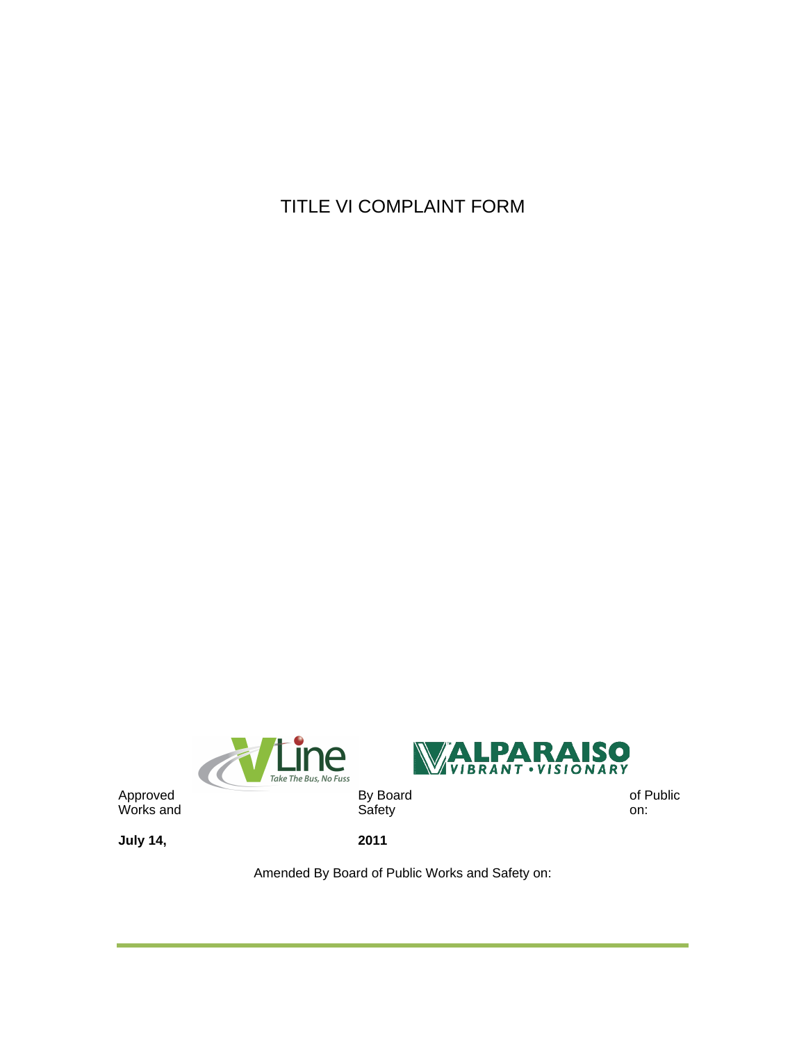# TITLE VI COMPLAINT FORM

Approved By Board of Public Works and Safety on:

**July 14, 2011**

Amended By Board of Public Works and Safety on: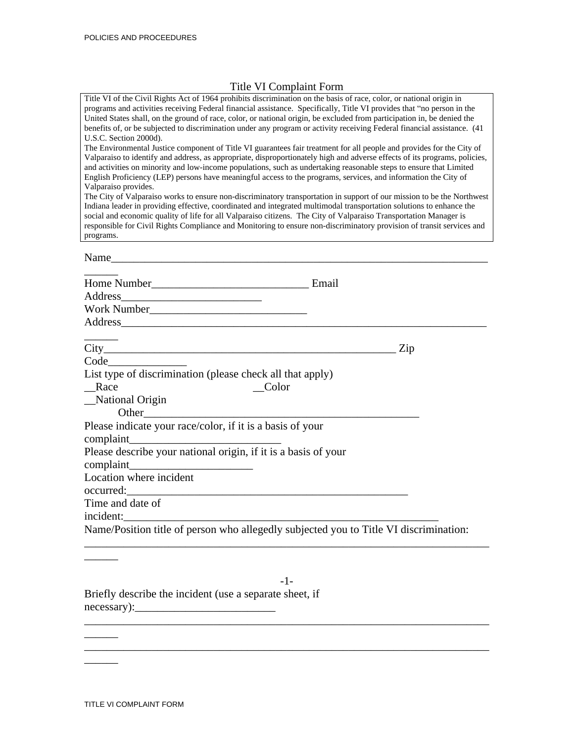# Title VI Complaint Form

Title VI of the Civil Rights Act of 1964 prohibits discrimination on the basis of race, color, or national origin in programs and activities receiving Federal financial assistance. Specifically, Title VI provides that "no person in the United States shall, on the ground of race, color, or national origin, be excluded from participation in, be denied the benefits of, or be subjected to discrimination under any program or activity receiving Federal financial assistance. (41 U.S.C. Section 2000d).

The Environmental Justice component of Title VI guarantees fair treatment for all people and provides for the City of Valparaiso to identify and address, as appropriate, disproportionately high and adverse effects of its programs, policies, and activities on minority and low-income populations, such as undertaking reasonable steps to ensure that Limited English Proficiency (LEP) persons have meaningful access to the programs, services, and information the City of Valparaiso provides.

The City of Valparaiso works to ensure non-discriminatory transportation in support of our mission to be the Northwest Indiana leader in providing effective, coordinated and integrated multimodal transportation solutions to enhance the social and economic quality of life for all Valparaiso citizens. The City of Valparaiso Transportation Manager is responsible for Civil Rights Compliance and Monitoring to ensure non-discriminatory provision of transit services and programs.

Name_____________________________________________________________________________

Home Number____________________________ Email

Address_________________________

Work Number____________________________

Address_____________________________________________________________________________

City_______________________________________________________ Zip Code______________

List type of discrimination (please check all that apply)

__Race __Color

__National Origin

Other___________________________________________________

Please indicate your race/color, if it is a basis of your complaint___________________________

Please describe your national origin, if it is a basis of your complaint______________________

Location where incident occurred:___________________________________________________

Time and date of incident:_________________________________________________________

Name/Position title of person who allegedly subjected you to Title VI discrimination:

_____________________________________________________________________________

Briefly describe the incident (use a separate sheet, if necessary):_________________________

_____________________________________________________________________________

_____________________________________________________________________________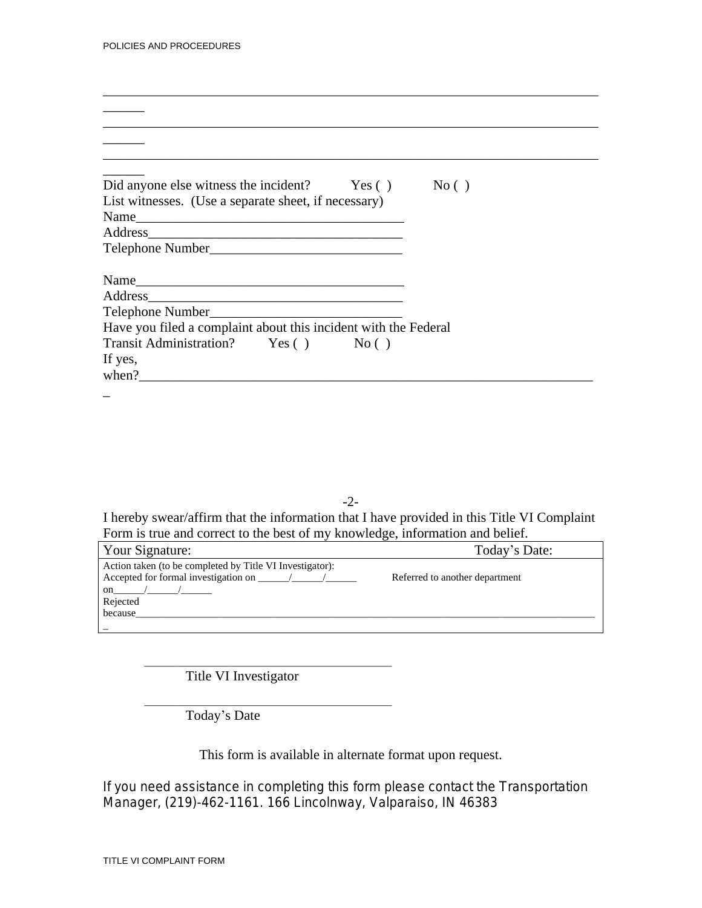______________________________________________________________________________

______________________________________________________________________________

______________________________________________________________________________

Did anyone else witness the incident? Yes ( ) No ( )

List witnesses. (Use a separate sheet, if necessary)

Name_______________________________________

Address_____________________________________

Telephone Number___________________________

Name_______________________________________

Address_____________________________________

Telephone Number___________________________

Have you filed a complaint about this incident with the Federal Transit Administration? Yes ( ) No ( )

If yes, when?_______________________________________________________________

-2-

I hereby swear/affirm that the information that I have provided in this Title VI Complaint Form is true and correct to the best of my knowledge, information and belief.

| Your Signature: | Today's Date: |
| --- | --- |
| Action taken (to be completed by Title VI Investigator):<br>Accepted for formal investigation on ______/______/______<br>on______/______/______<br>Rejected<br>because______________________________________________ | Referred to another department |

____________________________________

Title VI Investigator

____________________________________

Today's Date

This form is available in alternate format upon request.

If you need assistance in completing this form please contact the Transportation Manager, (219)-462-1161. 166 Lincolnway, Valparaiso, IN 46383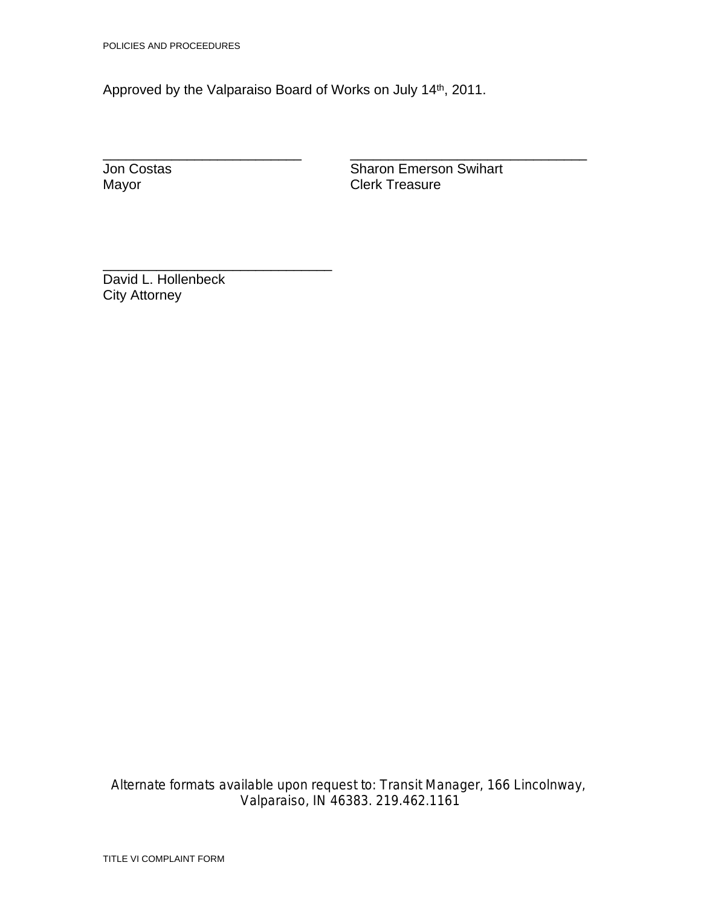Approved by the Valparaiso Board of Works on July 14th, 2011.

| | |
|---|---|
| ___________________________ | ________________________________ |
| Jon Costas | Sharon Emerson Swihart |
| Mayor | Clerk Treasure |

_______________________________
David L. Hollenbeck
City Attorney

*Alternate formats available upon request to: Transit Manager, 166 Lincolnway, Valparaiso, IN 46383. 219.462.1161*